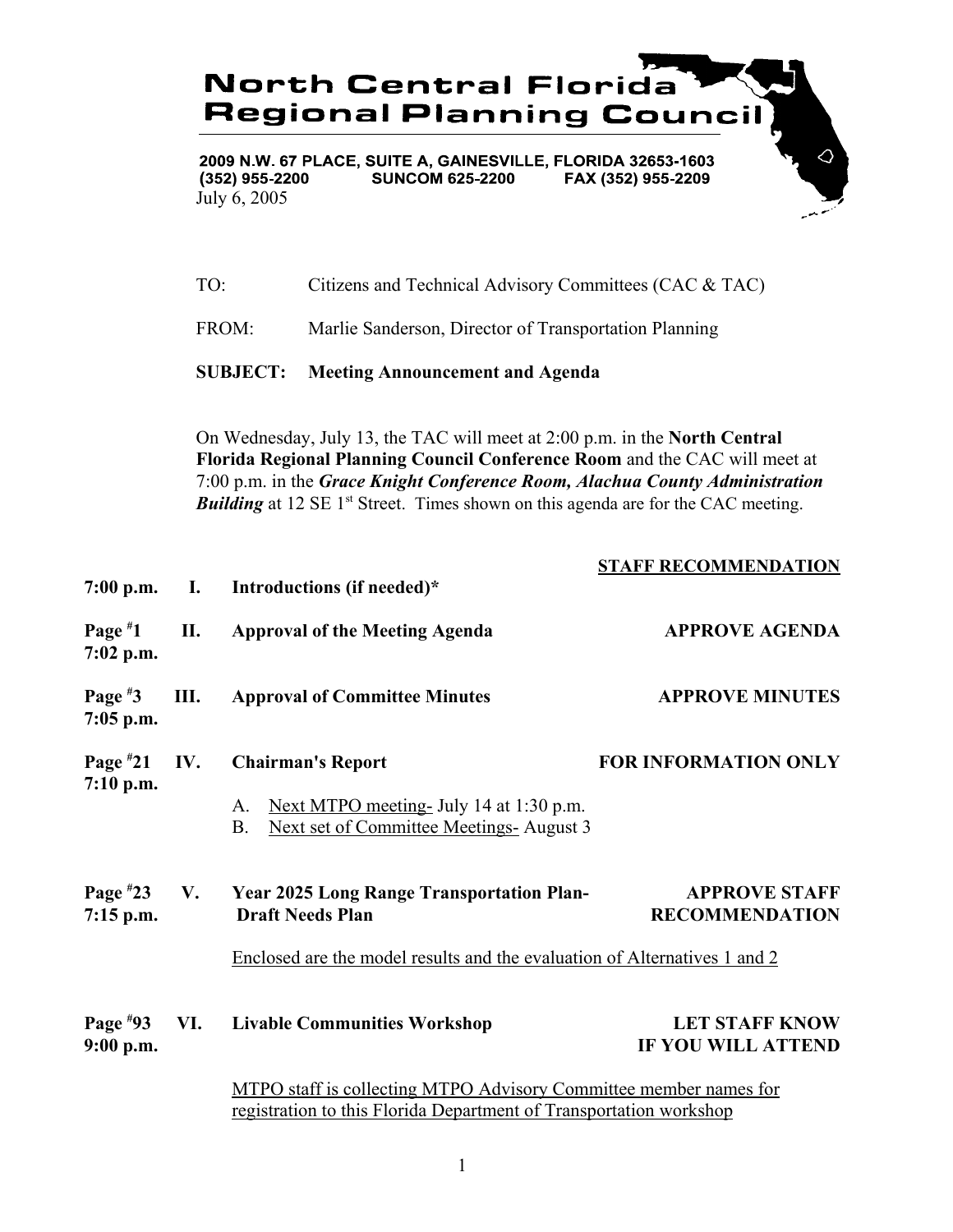# North Central Florida Regional Planning Council

**2009 N.W. 67 PLACE, SUITE A, GAINESVILLE, FLORIDA 32653-1603**
**(352) 955-2200 SUNCOM 625-2200 FAX (352) 955-2209**

July 6, 2005

TO: Citizens and Technical Advisory Committees (CAC & TAC)

FROM: Marlie Sanderson, Director of Transportation Planning

**SUBJECT: Meeting Announcement and Agenda**

On Wednesday, July 13, the TAC will meet at 2:00 p.m. in the **North Central Florida Regional Planning Council Conference Room** and the CAC will meet at 7:00 p.m. in the ***Grace Knight Conference Room, Alachua County Administration Building*** at 12 SE 1st Street. Times shown on this agenda are for the CAC meeting.

| | | | STAFF RECOMMENDATION |
|---|---|---|---|
| **7:00 p.m.** | **I.** | **Introductions (if needed)*** | |
| **Page #1 7:02 p.m.** | **II.** | **Approval of the Meeting Agenda** | **APPROVE AGENDA** |
| **Page #3 7:05 p.m.** | **III.** | **Approval of Committee Minutes** | **APPROVE MINUTES** |
| **Page #21 7:10 p.m.** | **IV.** | **Chairman's Report** | **FOR INFORMATION ONLY** |

A. Next MTPO meeting- July 14 at 1:30 p.m.
B. Next set of Committee Meetings- August 3

| | | | |
|---|---|---|---|
| **Page #23 7:15 p.m.** | **V.** | **Year 2025 Long Range Transportation Plan- Draft Needs Plan** | **APPROVE STAFF RECOMMENDATION** |

Enclosed are the model results and the evaluation of Alternatives 1 and 2

| | | | |
|---|---|---|---|
| **Page #93 9:00 p.m.** | **VI.** | **Livable Communities Workshop** | **LET STAFF KNOW IF YOU WILL ATTEND** |

MTPO staff is collecting MTPO Advisory Committee member names for registration to this Florida Department of Transportation workshop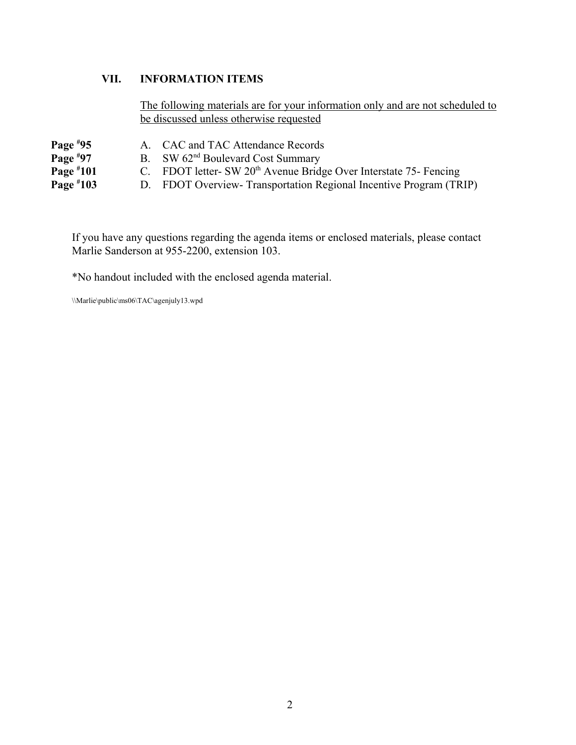## VII. INFORMATION ITEMS

The following materials are for your information only and are not scheduled to be discussed unless otherwise requested

**Page #95** A. CAC and TAC Attendance Records

**Page #97** B. SW 62nd Boulevard Cost Summary

**Page #101** C. FDOT letter- SW 20th Avenue Bridge Over Interstate 75- Fencing

**Page #103** D. FDOT Overview- Transportation Regional Incentive Program (TRIP)

If you have any questions regarding the agenda items or enclosed materials, please contact Marlie Sanderson at 955-2200, extension 103.

*No handout included with the enclosed agenda material.

\\Marlie\public\ms06\TAC\agenjuly13.wpd